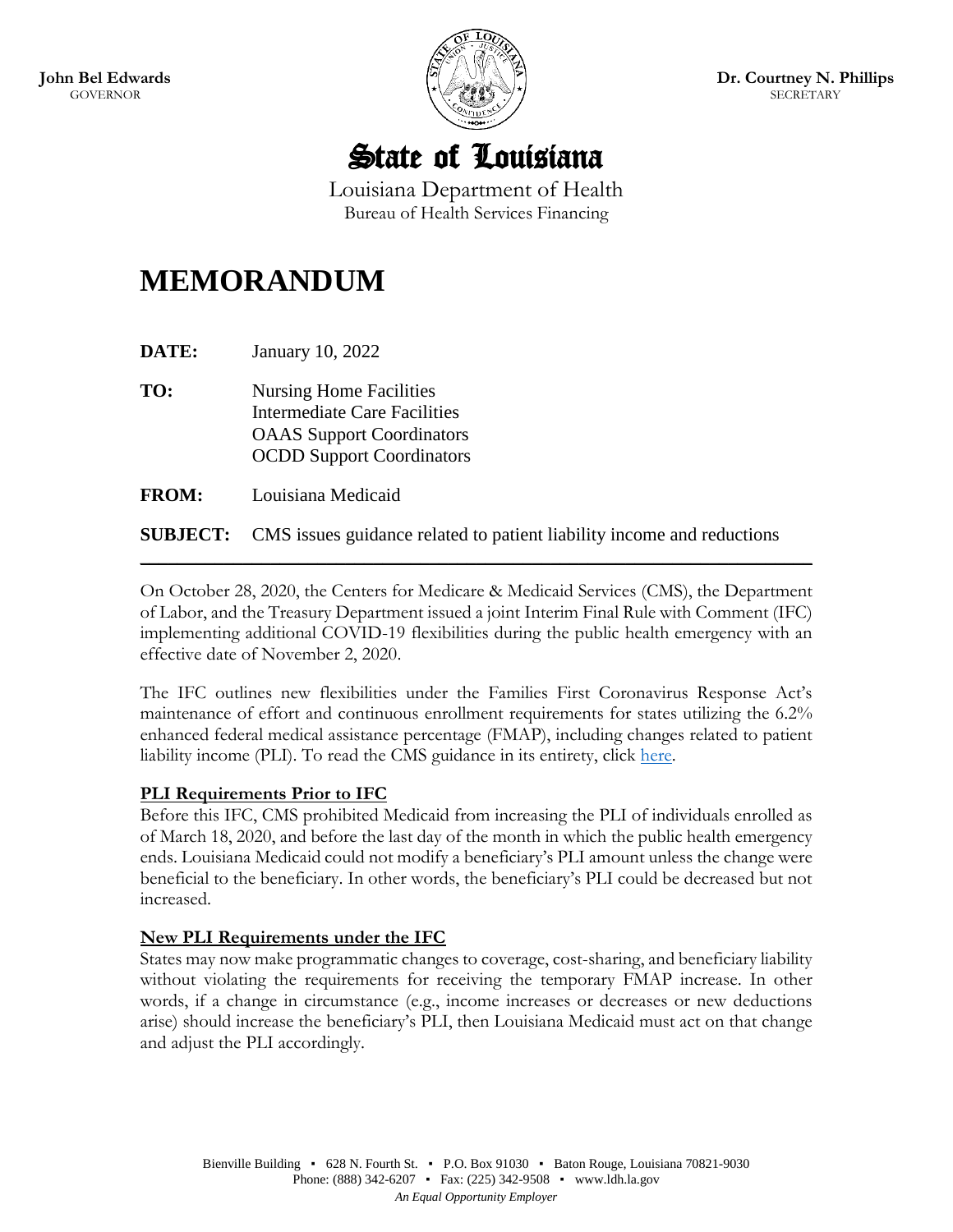**John Bel Edwards**
GOVERNOR

**Dr. Courtney N. Phillips**
SECRETARY

# State of Louisiana

Louisiana Department of Health
Bureau of Health Services Financing

# MEMORANDUM

**DATE:** January 10, 2022

**TO:** Nursing Home Facilities
Intermediate Care Facilities
OAAS Support Coordinators
OCDD Support Coordinators

**FROM:** Louisiana Medicaid

**SUBJECT:** CMS issues guidance related to patient liability income and reductions

---

On October 28, 2020, the Centers for Medicare & Medicaid Services (CMS), the Department of Labor, and the Treasury Department issued a joint Interim Final Rule with Comment (IFC) implementing additional COVID-19 flexibilities during the public health emergency with an effective date of November 2, 2020.

The IFC outlines new flexibilities under the Families First Coronavirus Response Act's maintenance of effort and continuous enrollment requirements for states utilizing the 6.2% enhanced federal medical assistance percentage (FMAP), including changes related to patient liability income (PLI). To read the CMS guidance in its entirety, click here.

**PLI Requirements Prior to IFC**

Before this IFC, CMS prohibited Medicaid from increasing the PLI of individuals enrolled as of March 18, 2020, and before the last day of the month in which the public health emergency ends. Louisiana Medicaid could not modify a beneficiary's PLI amount unless the change were beneficial to the beneficiary. In other words, the beneficiary's PLI could be decreased but not increased.

**New PLI Requirements under the IFC**

States may now make programmatic changes to coverage, cost-sharing, and beneficiary liability without violating the requirements for receiving the temporary FMAP increase. In other words, if a change in circumstance (e.g., income increases or decreases or new deductions arise) should increase the beneficiary's PLI, then Louisiana Medicaid must act on that change and adjust the PLI accordingly.

Bienville Building ▪ 628 N. Fourth St. ▪ P.O. Box 91030 ▪ Baton Rouge, Louisiana 70821-9030
Phone: (888) 342-6207 ▪ Fax: (225) 342-9508 ▪ www.ldh.la.gov
*An Equal Opportunity Employer*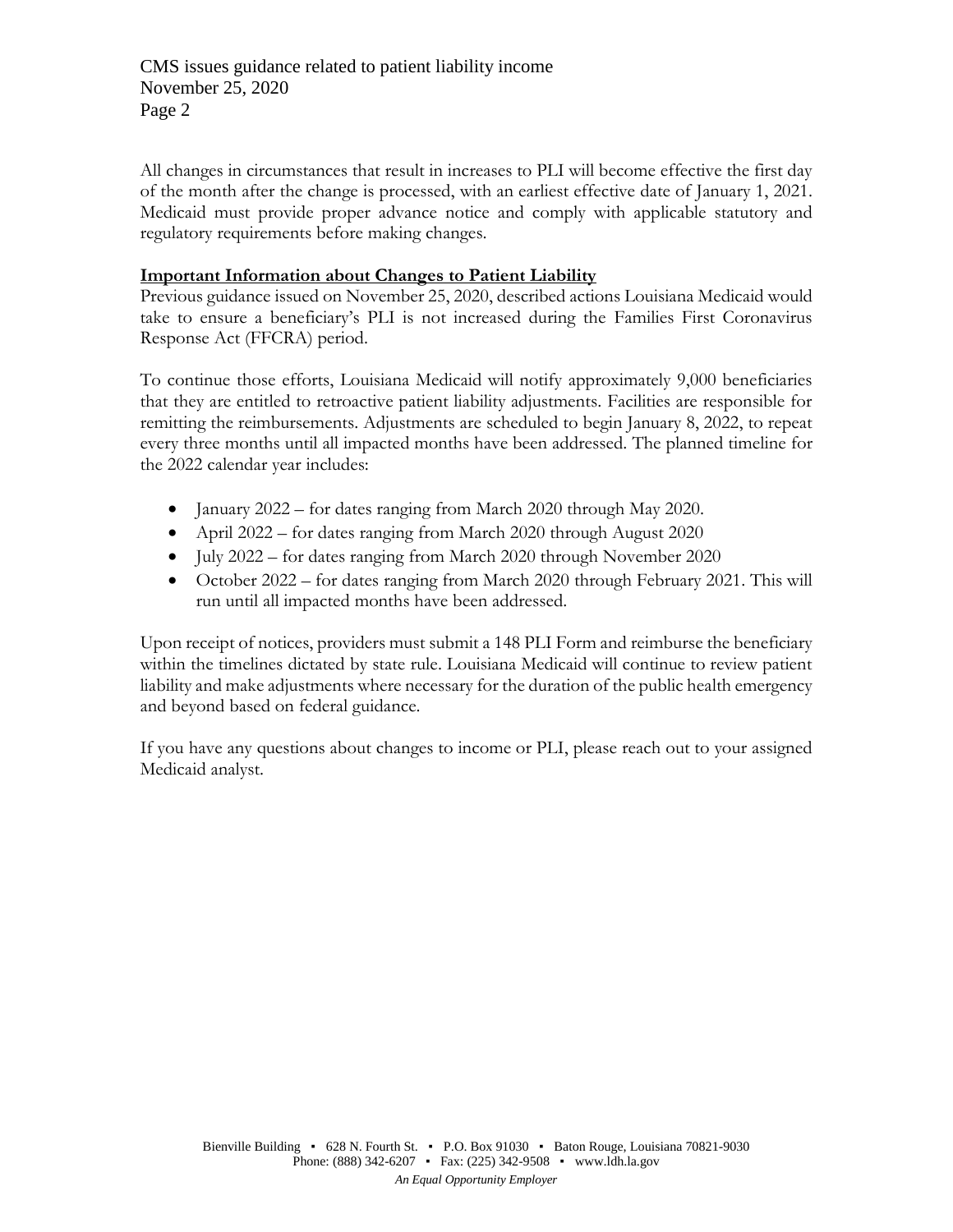All changes in circumstances that result in increases to PLI will become effective the first day of the month after the change is processed, with an earliest effective date of January 1, 2021. Medicaid must provide proper advance notice and comply with applicable statutory and regulatory requirements before making changes.

**Important Information about Changes to Patient Liability**

Previous guidance issued on November 25, 2020, described actions Louisiana Medicaid would take to ensure a beneficiary's PLI is not increased during the Families First Coronavirus Response Act (FFCRA) period.

To continue those efforts, Louisiana Medicaid will notify approximately 9,000 beneficiaries that they are entitled to retroactive patient liability adjustments. Facilities are responsible for remitting the reimbursements. Adjustments are scheduled to begin January 8, 2022, to repeat every three months until all impacted months have been addressed. The planned timeline for the 2022 calendar year includes:

- January 2022 – for dates ranging from March 2020 through May 2020.
- April 2022 – for dates ranging from March 2020 through August 2020
- July 2022 – for dates ranging from March 2020 through November 2020
- October 2022 – for dates ranging from March 2020 through February 2021. This will run until all impacted months have been addressed.

Upon receipt of notices, providers must submit a 148 PLI Form and reimburse the beneficiary within the timelines dictated by state rule. Louisiana Medicaid will continue to review patient liability and make adjustments where necessary for the duration of the public health emergency and beyond based on federal guidance.

If you have any questions about changes to income or PLI, please reach out to your assigned Medicaid analyst.

Bienville Building ▪ 628 N. Fourth St. ▪ P.O. Box 91030 ▪ Baton Rouge, Louisiana 70821-9030
Phone: (888) 342-6207 ▪ Fax: (225) 342-9508 ▪ www.ldh.la.gov
*An Equal Opportunity Employer*